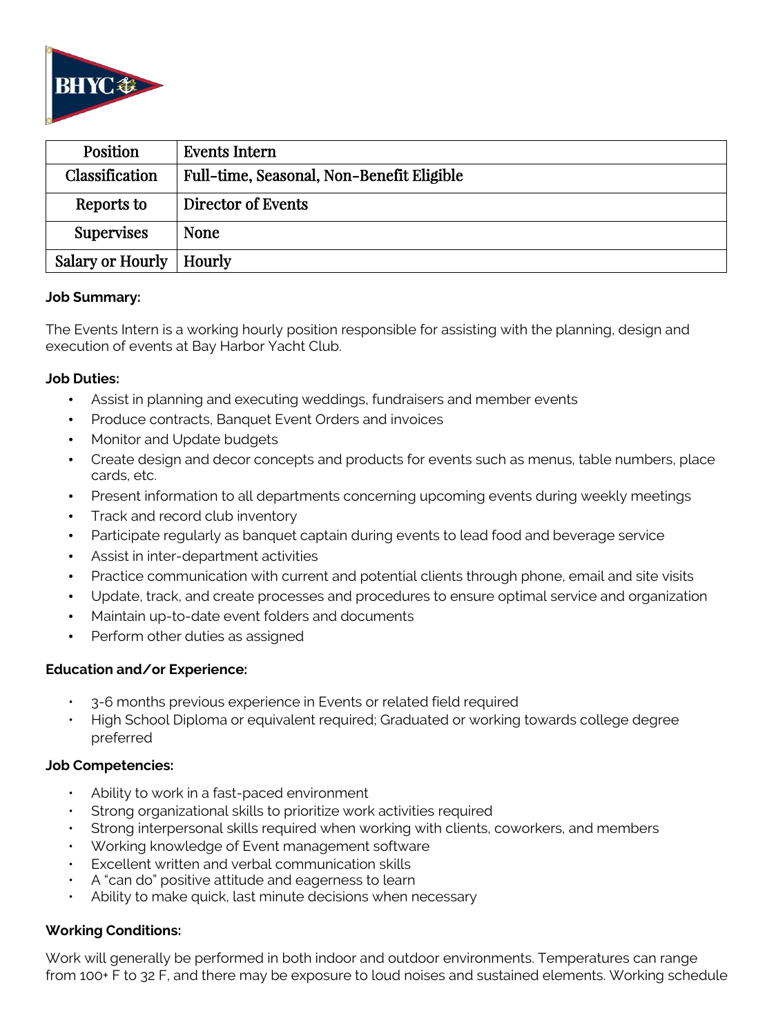| Position | Events Intern |
| --- | --- |
| Classification | Full-time, Seasonal, Non-Benefit Eligible |
| Reports to | Director of Events |
| Supervises | None |
| Salary or Hourly | Hourly |

**Job Summary:**

The Events Intern is a working hourly position responsible for assisting with the planning, design and execution of events at Bay Harbor Yacht Club.

**Job Duties:**

- Assist in planning and executing weddings, fundraisers and member events
- Produce contracts, Banquet Event Orders and invoices
- Monitor and Update budgets
- Create design and decor concepts and products for events such as menus, table numbers, place cards, etc.
- Present information to all departments concerning upcoming events during weekly meetings
- Track and record club inventory
- Participate regularly as banquet captain during events to lead food and beverage service
- Assist in inter-department activities
- Practice communication with current and potential clients through phone, email and site visits
- Update, track, and create processes and procedures to ensure optimal service and organization
- Maintain up-to-date event folders and documents
- Perform other duties as assigned

**Education and/or Experience:**

- 3-6 months previous experience in Events or related field required
- High School Diploma or equivalent required; Graduated or working towards college degree preferred

**Job Competencies:**

- Ability to work in a fast-paced environment
- Strong organizational skills to prioritize work activities required
- Strong interpersonal skills required when working with clients, coworkers, and members
- Working knowledge of Event management software
- Excellent written and verbal communication skills
- A "can do" positive attitude and eagerness to learn
- Ability to make quick, last minute decisions when necessary

**Working Conditions:**

Work will generally be performed in both indoor and outdoor environments. Temperatures can range from 100+ F to 32 F, and there may be exposure to loud noises and sustained elements. Working schedule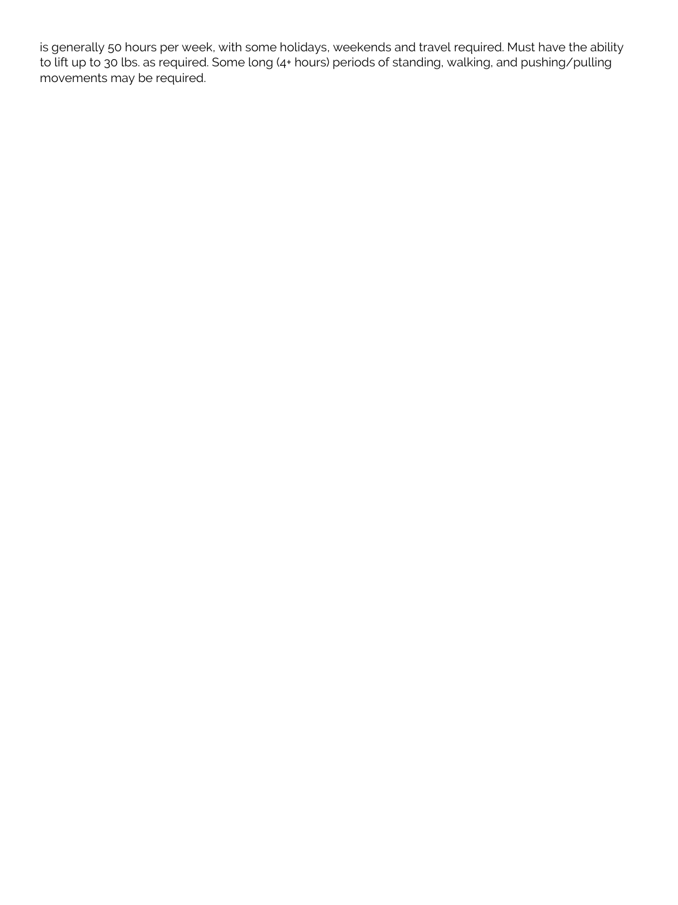is generally 50 hours per week, with some holidays, weekends and travel required. Must have the ability to lift up to 30 lbs. as required. Some long (4+ hours) periods of standing, walking, and pushing/pulling movements may be required.